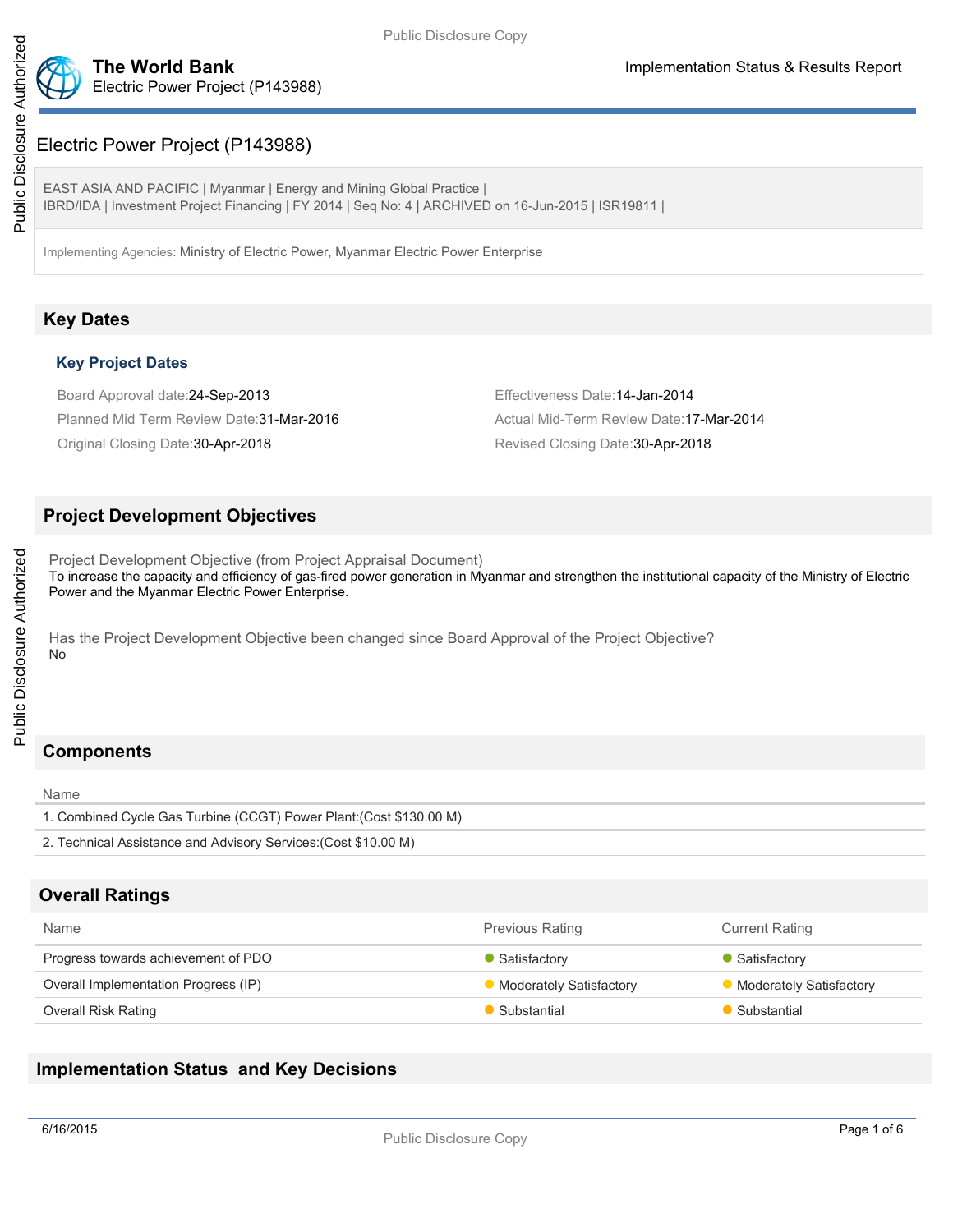# The World Bank

Electric Power Project (P143988)

Implementation Status & Results Report

# Electric Power Project (P143988)

EAST ASIA AND PACIFIC | Myanmar | Energy and Mining Global Practice |
IBRD/IDA | Investment Project Financing | FY 2014 | Seq No: 4 | ARCHIVED on 16-Jun-2015 | ISR19811 |

Implementing Agencies: Ministry of Electric Power, Myanmar Electric Power Enterprise

## Key Dates

### Key Project Dates

Board Approval date: 24-Sep-2013

Effectiveness Date: 14-Jan-2014

Planned Mid Term Review Date: 31-Mar-2016

Actual Mid-Term Review Date: 17-Mar-2014

Original Closing Date: 30-Apr-2018

Revised Closing Date: 30-Apr-2018

## Project Development Objectives

Project Development Objective (from Project Appraisal Document)

To increase the capacity and efficiency of gas-fired power generation in Myanmar and strengthen the institutional capacity of the Ministry of Electric Power and the Myanmar Electric Power Enterprise.

Has the Project Development Objective been changed since Board Approval of the Project Objective?

No

## Components

| Name |
|---|
| 1. Combined Cycle Gas Turbine (CCGT) Power Plant:(Cost $130.00 M) |
| 2. Technical Assistance and Advisory Services:(Cost $10.00 M) |

## Overall Ratings

| Name | Previous Rating | Current Rating |
|---|---|---|
| Progress towards achievement of PDO | Satisfactory | Satisfactory |
| Overall Implementation Progress (IP) | Moderately Satisfactory | Moderately Satisfactory |
| Overall Risk Rating | Substantial | Substantial |

## Implementation Status and Key Decisions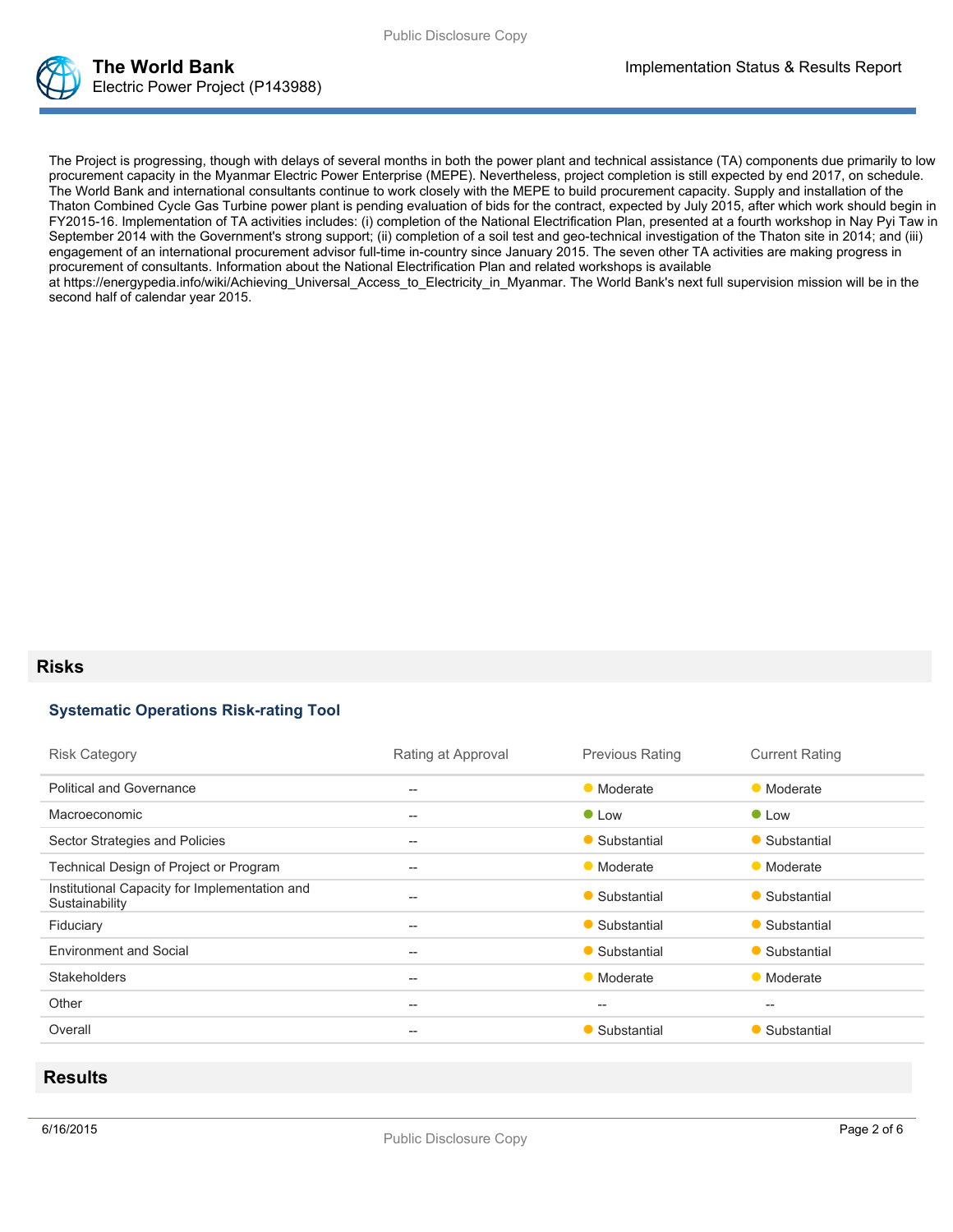The Project is progressing, though with delays of several months in both the power plant and technical assistance (TA) components due primarily to low procurement capacity in the Myanmar Electric Power Enterprise (MEPE). Nevertheless, project completion is still expected by end 2017, on schedule. The World Bank and international consultants continue to work closely with the MEPE to build procurement capacity. Supply and installation of the Thaton Combined Cycle Gas Turbine power plant is pending evaluation of bids for the contract, expected by July 2015, after which work should begin in FY2015-16. Implementation of TA activities includes: (i) completion of the National Electrification Plan, presented at a fourth workshop in Nay Pyi Taw in September 2014 with the Government's strong support; (ii) completion of a soil test and geo-technical investigation of the Thaton site in 2014; and (iii) engagement of an international procurement advisor full-time in-country since January 2015. The seven other TA activities are making progress in procurement of consultants. Information about the National Electrification Plan and related workshops is available at https://energypedia.info/wiki/Achieving_Universal_Access_to_Electricity_in_Myanmar. The World Bank's next full supervision mission will be in the second half of calendar year 2015.

## Risks

### Systematic Operations Risk-rating Tool

| Risk Category | Rating at Approval | Previous Rating | Current Rating |
|---|---|---|---|
| Political and Governance | -- | Moderate | Moderate |
| Macroeconomic | -- | Low | Low |
| Sector Strategies and Policies | -- | Substantial | Substantial |
| Technical Design of Project or Program | -- | Moderate | Moderate |
| Institutional Capacity for Implementation and Sustainability | -- | Substantial | Substantial |
| Fiduciary | -- | Substantial | Substantial |
| Environment and Social | -- | Substantial | Substantial |
| Stakeholders | -- | Moderate | Moderate |
| Other | -- | -- | -- |
| Overall | -- | Substantial | Substantial |

## Results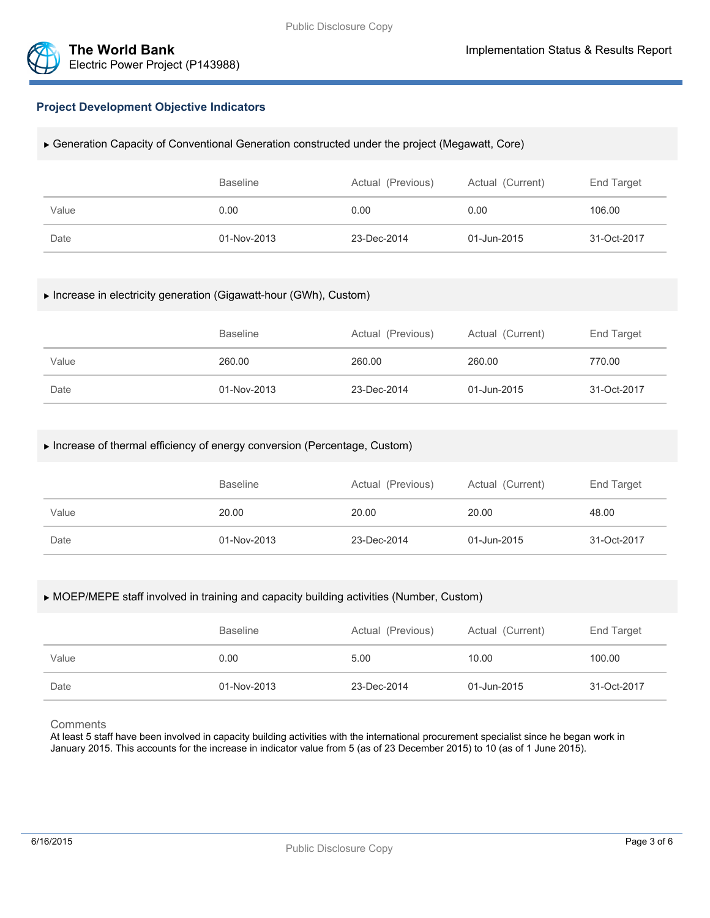## Project Development Objective Indicators

### ▶ Generation Capacity of Conventional Generation constructed under the project (Megawatt, Core)

| | Baseline | Actual (Previous) | Actual (Current) | End Target |
|---|---|---|---|---|
| Value | 0.00 | 0.00 | 0.00 | 106.00 |
| Date | 01-Nov-2013 | 23-Dec-2014 | 01-Jun-2015 | 31-Oct-2017 |

### ▶ Increase in electricity generation (Gigawatt-hour (GWh), Custom)

| | Baseline | Actual (Previous) | Actual (Current) | End Target |
|---|---|---|---|---|
| Value | 260.00 | 260.00 | 260.00 | 770.00 |
| Date | 01-Nov-2013 | 23-Dec-2014 | 01-Jun-2015 | 31-Oct-2017 |

### ▶ Increase of thermal efficiency of energy conversion (Percentage, Custom)

| | Baseline | Actual (Previous) | Actual (Current) | End Target |
|---|---|---|---|---|
| Value | 20.00 | 20.00 | 20.00 | 48.00 |
| Date | 01-Nov-2013 | 23-Dec-2014 | 01-Jun-2015 | 31-Oct-2017 |

### ▶ MOEP/MEPE staff involved in training and capacity building activities (Number, Custom)

| | Baseline | Actual (Previous) | Actual (Current) | End Target |
|---|---|---|---|---|
| Value | 0.00 | 5.00 | 10.00 | 100.00 |
| Date | 01-Nov-2013 | 23-Dec-2014 | 01-Jun-2015 | 31-Oct-2017 |

Comments

At least 5 staff have been involved in capacity building activities with the international procurement specialist since he began work in January 2015. This accounts for the increase in indicator value from 5 (as of 23 December 2015) to 10 (as of 1 June 2015).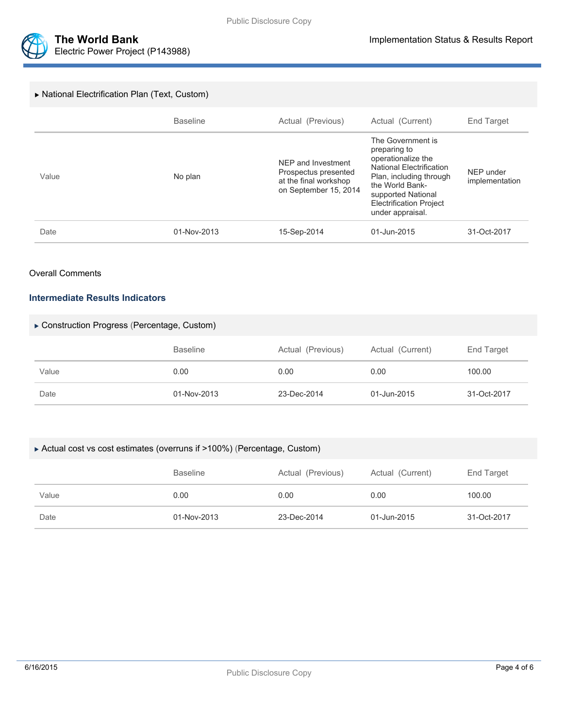▸ National Electrification Plan (Text, Custom)

| | Baseline | Actual (Previous) | Actual (Current) | End Target |
|---|---|---|---|---|
| Value | No plan | NEP and Investment Prospectus presented at the final workshop on September 15, 2014 | The Government is preparing to operationalize the National Electrification Plan, including through the World Bank-supported National Electrification Project under appraisal. | NEP under implementation |
| Date | 01-Nov-2013 | 15-Sep-2014 | 01-Jun-2015 | 31-Oct-2017 |

Overall Comments

### Intermediate Results Indicators

▸ Construction Progress (Percentage, Custom)

| | Baseline | Actual (Previous) | Actual (Current) | End Target |
|---|---|---|---|---|
| Value | 0.00 | 0.00 | 0.00 | 100.00 |
| Date | 01-Nov-2013 | 23-Dec-2014 | 01-Jun-2015 | 31-Oct-2017 |

▸ Actual cost vs cost estimates (overruns if >100%) (Percentage, Custom)

| | Baseline | Actual (Previous) | Actual (Current) | End Target |
|---|---|---|---|---|
| Value | 0.00 | 0.00 | 0.00 | 100.00 |
| Date | 01-Nov-2013 | 23-Dec-2014 | 01-Jun-2015 | 31-Oct-2017 |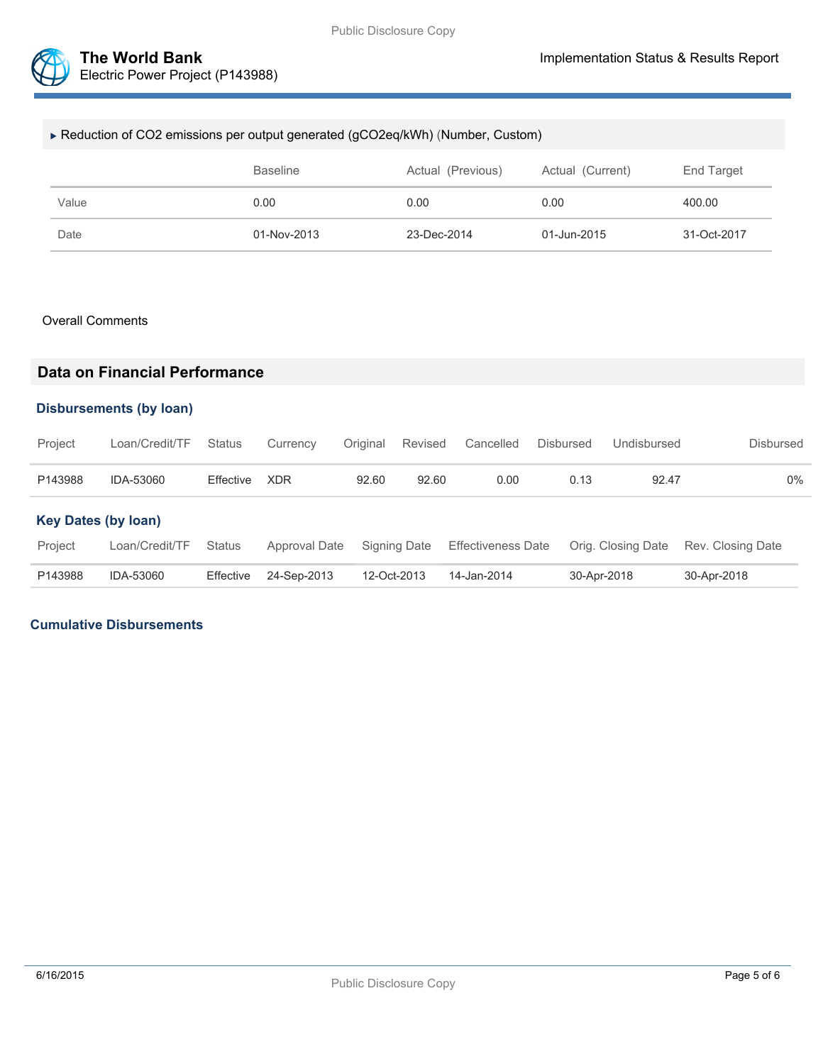▸ Reduction of $CO_2$ emissions per output generated ($gCO_2eq/kWh$) (Number, Custom)

| | Baseline | Actual (Previous) | Actual (Current) | End Target |
|---|---|---|---|---|
| Value | 0.00 | 0.00 | 0.00 | 400.00 |
| Date | 01-Nov-2013 | 23-Dec-2014 | 01-Jun-2015 | 31-Oct-2017 |

Overall Comments

## Data on Financial Performance

### Disbursements (by loan)

| Project | Loan/Credit/TF | Status | Currency | Original | Revised | Cancelled | Disbursed | Undisbursed | Disbursed |
|---|---|---|---|---|---|---|---|---|---|
| P143988 | IDA-53060 | Effective | XDR | 92.60 | 92.60 | 0.00 | 0.13 | 92.47 | 0% |

### Key Dates (by loan)

| Project | Loan/Credit/TF | Status | Approval Date | Signing Date | Effectiveness Date | Orig. Closing Date | Rev. Closing Date |
|---|---|---|---|---|---|---|---|
| P143988 | IDA-53060 | Effective | 24-Sep-2013 | 12-Oct-2013 | 14-Jan-2014 | 30-Apr-2018 | 30-Apr-2018 |

### Cumulative Disbursements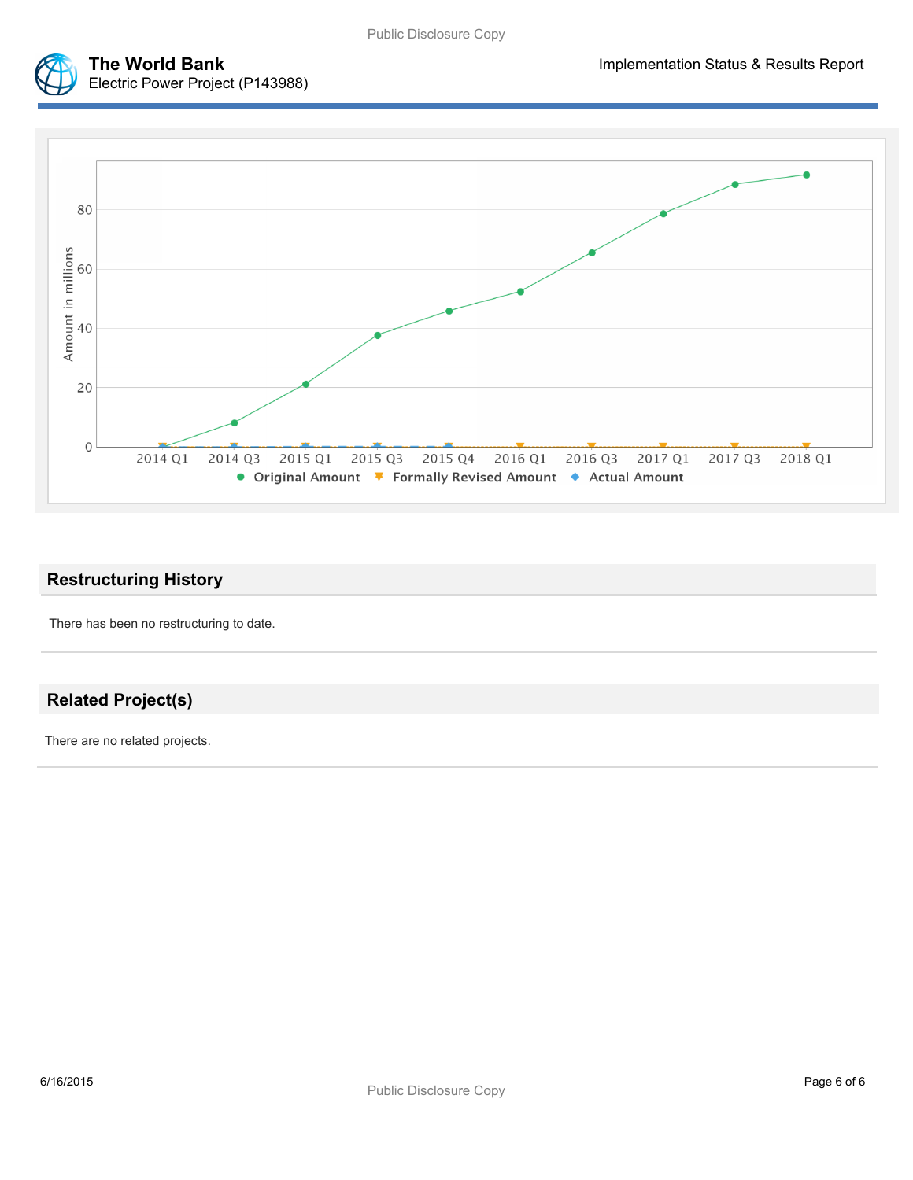80

60

40

20

0

Amount in millions

2014 Q1 2014 Q3 2015 Q1 2015 Q3 2015 Q4 2016 Q1 2016 Q3 2017 Q1 2017 Q3 2018 Q1

Original Amount Formally Revised Amount Actual Amount

## Restructuring History

There has been no restructuring to date.

## Related Project(s)

There are no related projects.